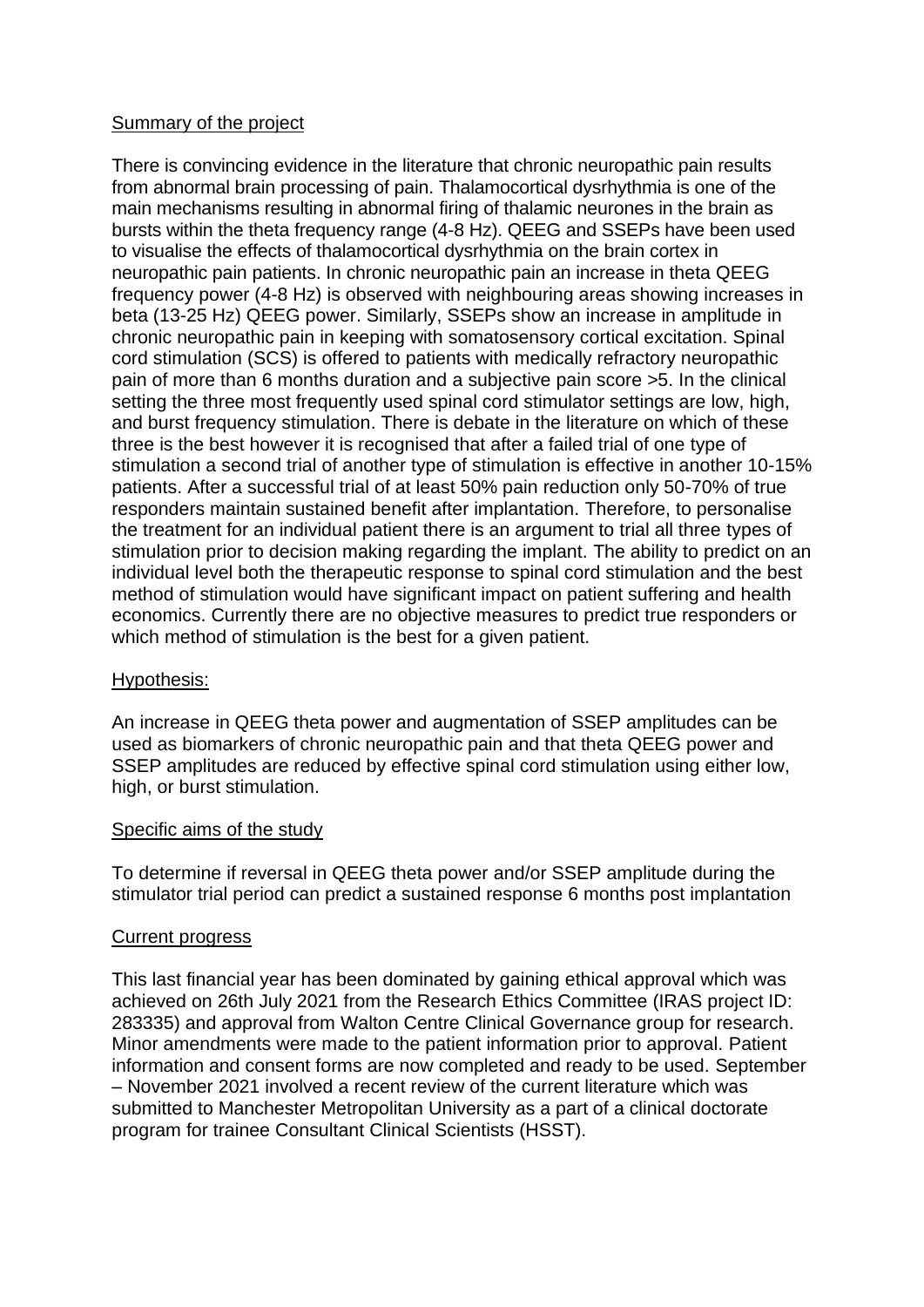## Summary of the project

There is convincing evidence in the literature that chronic neuropathic pain results from abnormal brain processing of pain. Thalamocortical dysrhythmia is one of the main mechanisms resulting in abnormal firing of thalamic neurones in the brain as bursts within the theta frequency range (4-8 Hz). QEEG and SSEPs have been used to visualise the effects of thalamocortical dysrhythmia on the brain cortex in neuropathic pain patients. In chronic neuropathic pain an increase in theta QEEG frequency power (4-8 Hz) is observed with neighbouring areas showing increases in beta (13-25 Hz) QEEG power. Similarly, SSEPs show an increase in amplitude in chronic neuropathic pain in keeping with somatosensory cortical excitation. Spinal cord stimulation (SCS) is offered to patients with medically refractory neuropathic pain of more than 6 months duration and a subjective pain score >5. In the clinical setting the three most frequently used spinal cord stimulator settings are low, high, and burst frequency stimulation. There is debate in the literature on which of these three is the best however it is recognised that after a failed trial of one type of stimulation a second trial of another type of stimulation is effective in another 10-15% patients. After a successful trial of at least 50% pain reduction only 50-70% of true responders maintain sustained benefit after implantation. Therefore, to personalise the treatment for an individual patient there is an argument to trial all three types of stimulation prior to decision making regarding the implant. The ability to predict on an individual level both the therapeutic response to spinal cord stimulation and the best method of stimulation would have significant impact on patient suffering and health economics. Currently there are no objective measures to predict true responders or which method of stimulation is the best for a given patient.

## Hypothesis:

An increase in QEEG theta power and augmentation of SSEP amplitudes can be used as biomarkers of chronic neuropathic pain and that theta QEEG power and SSEP amplitudes are reduced by effective spinal cord stimulation using either low, high, or burst stimulation.

## Specific aims of the study

To determine if reversal in QEEG theta power and/or SSEP amplitude during the stimulator trial period can predict a sustained response 6 months post implantation

## Current progress

This last financial year has been dominated by gaining ethical approval which was achieved on 26th July 2021 from the Research Ethics Committee (IRAS project ID: 283335) and approval from Walton Centre Clinical Governance group for research. Minor amendments were made to the patient information prior to approval. Patient information and consent forms are now completed and ready to be used. September – November 2021 involved a recent review of the current literature which was submitted to Manchester Metropolitan University as a part of a clinical doctorate program for trainee Consultant Clinical Scientists (HSST).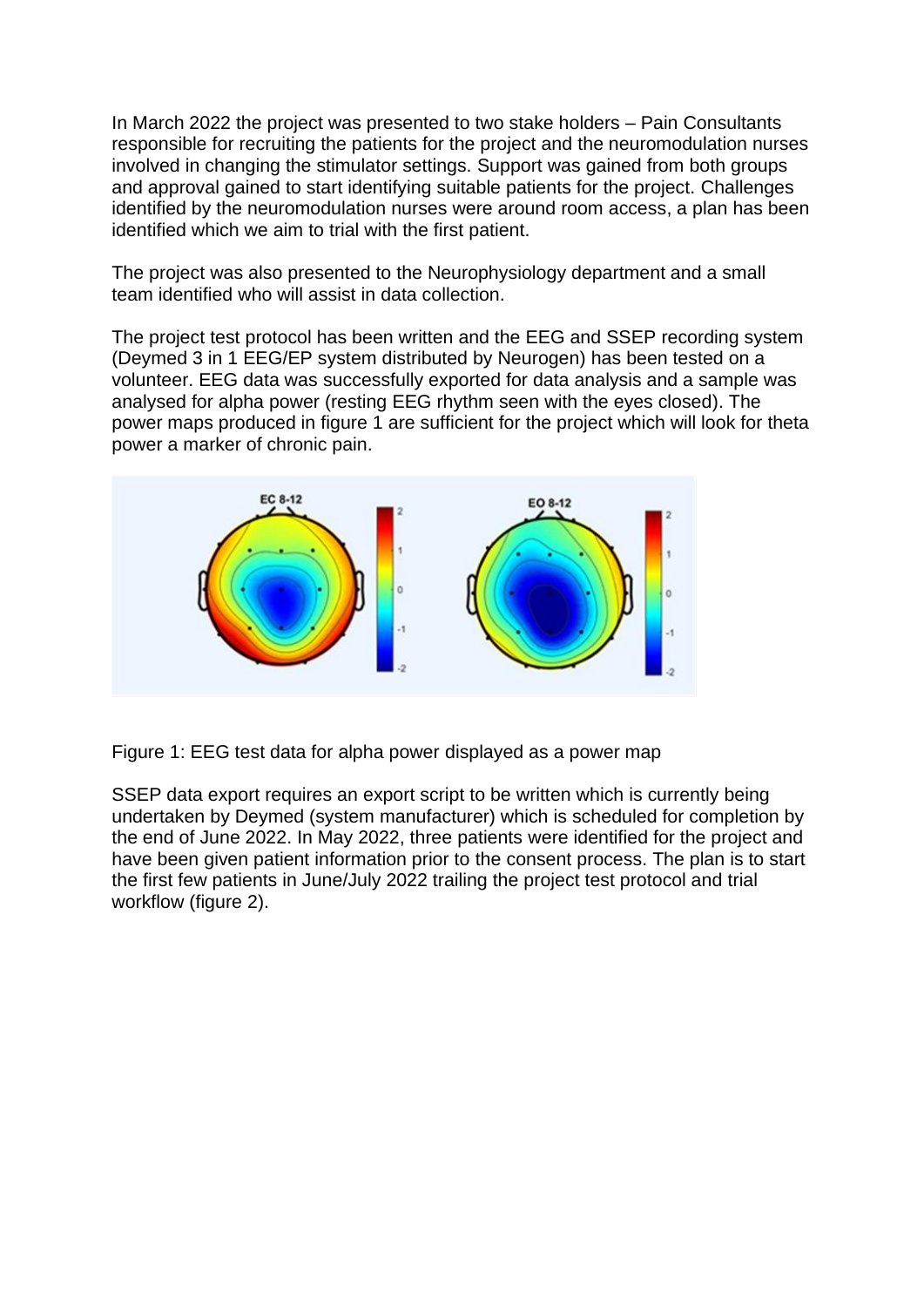In March 2022 the project was presented to two stake holders – Pain Consultants responsible for recruiting the patients for the project and the neuromodulation nurses involved in changing the stimulator settings. Support was gained from both groups and approval gained to start identifying suitable patients for the project. Challenges identified by the neuromodulation nurses were around room access, a plan has been identified which we aim to trial with the first patient.

The project was also presented to the Neurophysiology department and a small team identified who will assist in data collection.

The project test protocol has been written and the EEG and SSEP recording system (Deymed 3 in 1 EEG/EP system distributed by Neurogen) has been tested on a volunteer. EEG data was successfully exported for data analysis and a sample was analysed for alpha power (resting EEG rhythm seen with the eyes closed). The power maps produced in figure 1 are sufficient for the project which will look for theta power a marker of chronic pain.

Figure 1: EEG test data for alpha power displayed as a power map

SSEP data export requires an export script to be written which is currently being undertaken by Deymed (system manufacturer) which is scheduled for completion by the end of June 2022. In May 2022, three patients were identified for the project and have been given patient information prior to the consent process. The plan is to start the first few patients in June/July 2022 trailing the project test protocol and trial workflow (figure 2).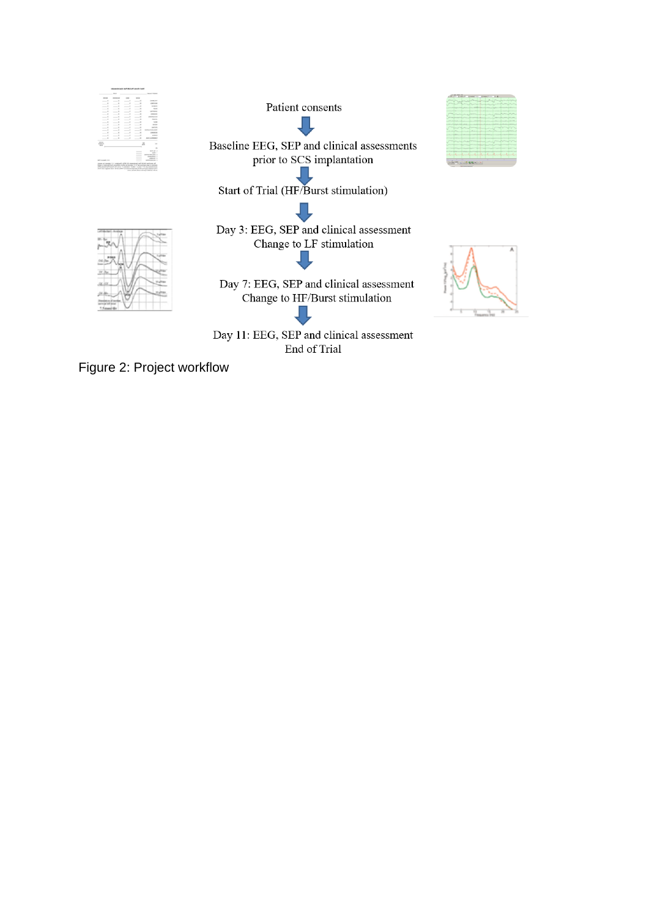Patient consents

Baseline EEG, SEP and clinical assessments prior to SCS implantation

Start of Trial (HF/Burst stimulation)

Day 3: EEG, SEP and clinical assessment
Change to LF stimulation

Day 7: EEG, SEP and clinical assessment
Change to HF/Burst stimulation

Day 11: EEG, SEP and clinical assessment
End of Trial

Figure 2: Project workflow